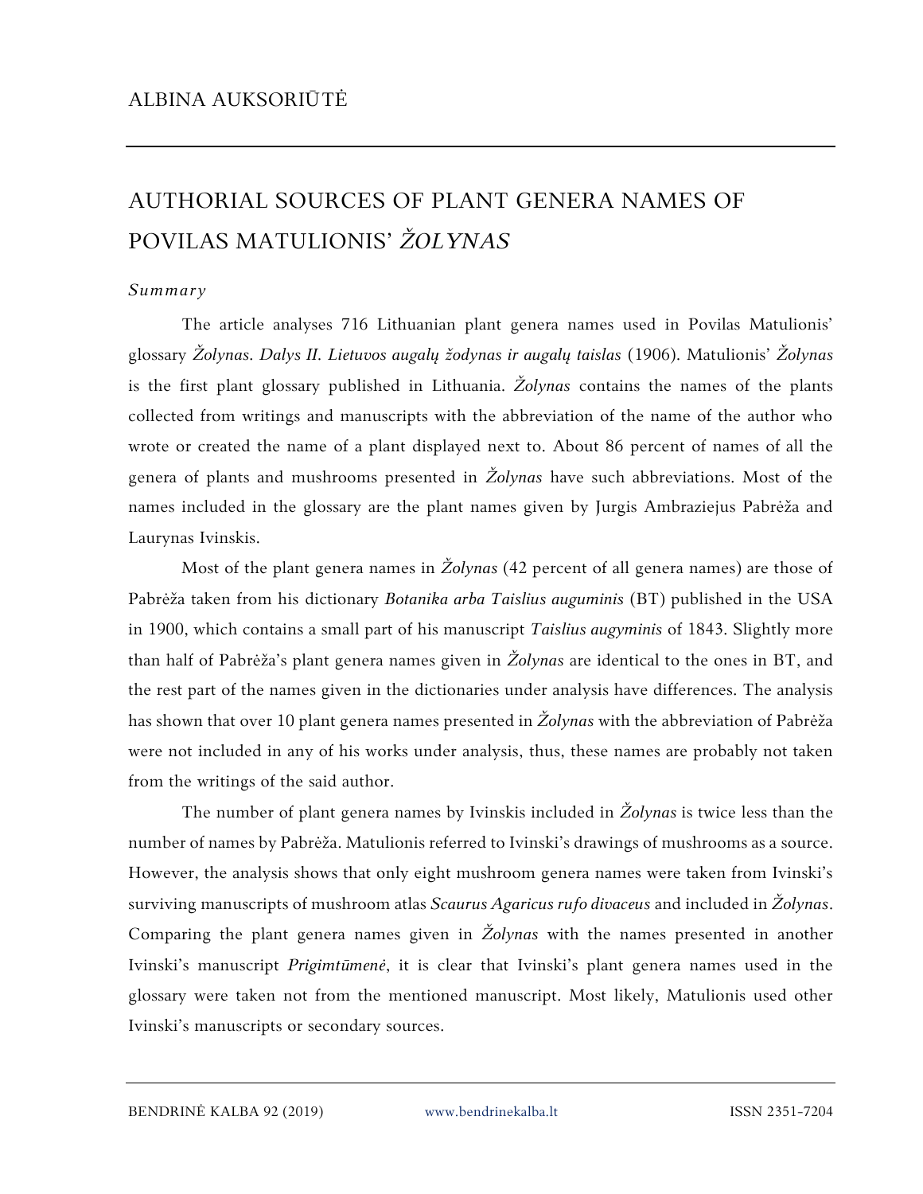ALBINA AUKSORIŪTĖ

# AUTHORIAL SOURCES OF PLANT GENERA NAMES OF POVILAS MATULIONIS' *ŽOLYNAS*

*Summary*

The article analyses 716 Lithuanian plant genera names used in Povilas Matulionis' glossary *Žolynas. Dalys II. Lietuvos augalų žodynas ir augalų taislas* (1906). Matulionis' *Žolynas* is the first plant glossary published in Lithuania. *Žolynas* contains the names of the plants collected from writings and manuscripts with the abbreviation of the name of the author who wrote or created the name of a plant displayed next to. About 86 percent of names of all the genera of plants and mushrooms presented in *Žolynas* have such abbreviations. Most of the names included in the glossary are the plant names given by Jurgis Ambraziejus Pabrėža and Laurynas Ivinskis.

Most of the plant genera names in *Žolynas* (42 percent of all genera names) are those of Pabrėža taken from his dictionary *Botanika arba Taislius auguminis* (BT) published in the USA in 1900, which contains a small part of his manuscript *Taislius augyminis* of 1843. Slightly more than half of Pabrėža's plant genera names given in *Žolynas* are identical to the ones in BT, and the rest part of the names given in the dictionaries under analysis have differences. The analysis has shown that over 10 plant genera names presented in *Žolynas* with the abbreviation of Pabrėža were not included in any of his works under analysis, thus, these names are probably not taken from the writings of the said author.

The number of plant genera names by Ivinskis included in *Žolynas* is twice less than the number of names by Pabrėža. Matulionis referred to Ivinski's drawings of mushrooms as a source. However, the analysis shows that only eight mushroom genera names were taken from Ivinski's surviving manuscripts of mushroom atlas *Scaurus Agaricus rufo divaceus* and included in *Žolynas*. Comparing the plant genera names given in *Žolynas* with the names presented in another Ivinski's manuscript *Prigimtūmenė*, it is clear that Ivinski's plant genera names used in the glossary were taken not from the mentioned manuscript. Most likely, Matulionis used other Ivinski's manuscripts or secondary sources.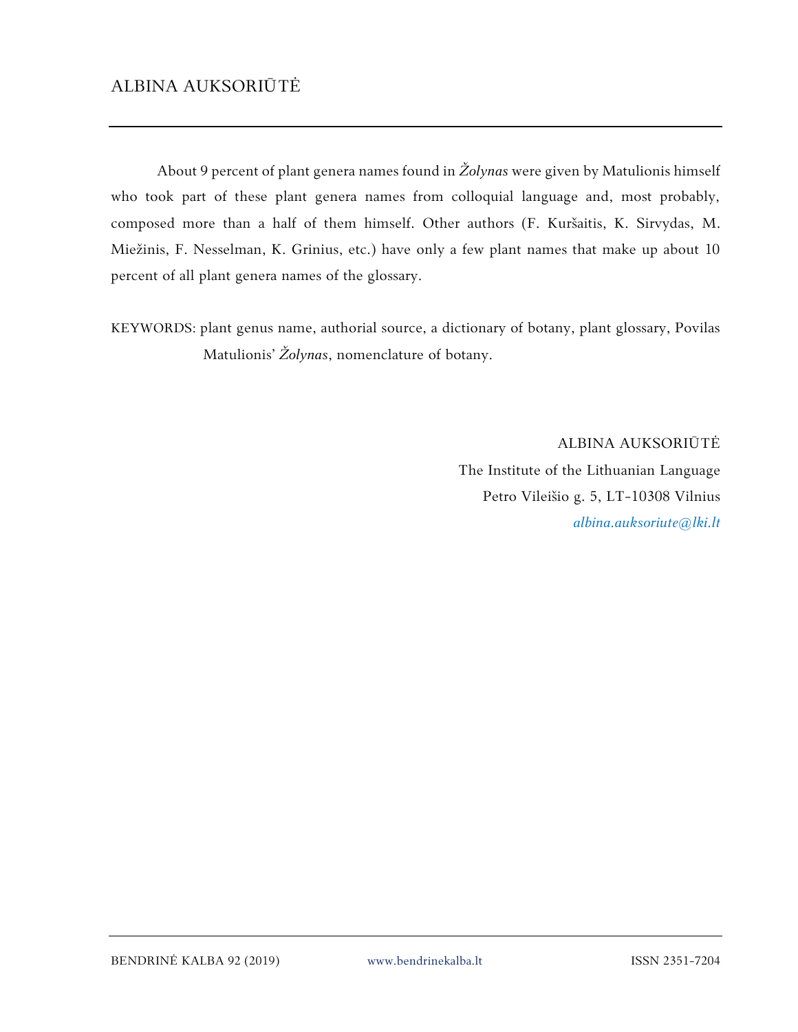About 9 percent of plant genera names found in *Žolynas* were given by Matulionis himself who took part of these plant genera names from colloquial language and, most probably, composed more than a half of them himself. Other authors (F. Kuršaitis, K. Sirvydas, M. Miežinis, F. Nesselman, K. Grinius, etc.) have only a few plant names that make up about 10 percent of all plant genera names of the glossary.

KEYWORDS: plant genus name, authorial source, a dictionary of botany, plant glossary, Povilas Matulionis' *Žolynas*, nomenclature of botany.

ALBINA AUKSORIŪTĖ
The Institute of the Lithuanian Language
Petro Vileišio g. 5, LT-10308 Vilnius
albina.auksoriute@lki.lt